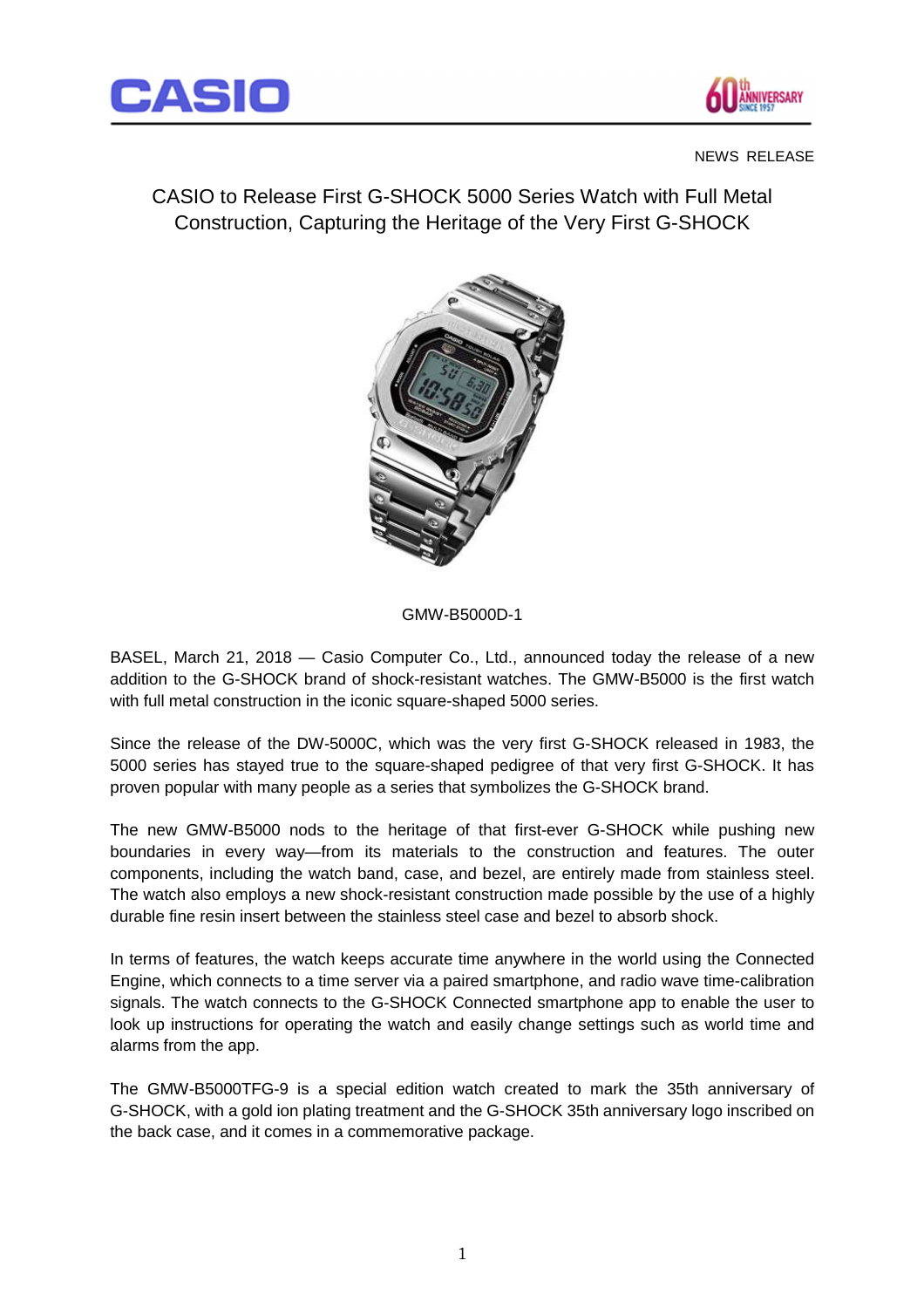NEWS RELEASE

# CASIO to Release First G-SHOCK 5000 Series Watch with Full Metal Construction, Capturing the Heritage of the Very First G-SHOCK

GMW-B5000D-1

BASEL, March 21, 2018 — Casio Computer Co., Ltd., announced today the release of a new addition to the G-SHOCK brand of shock-resistant watches. The GMW-B5000 is the first watch with full metal construction in the iconic square-shaped 5000 series.

Since the release of the DW-5000C, which was the very first G-SHOCK released in 1983, the 5000 series has stayed true to the square-shaped pedigree of that very first G-SHOCK. It has proven popular with many people as a series that symbolizes the G-SHOCK brand.

The new GMW-B5000 nods to the heritage of that first-ever G-SHOCK while pushing new boundaries in every way—from its materials to the construction and features. The outer components, including the watch band, case, and bezel, are entirely made from stainless steel. The watch also employs a new shock-resistant construction made possible by the use of a highly durable fine resin insert between the stainless steel case and bezel to absorb shock.

In terms of features, the watch keeps accurate time anywhere in the world using the Connected Engine, which connects to a time server via a paired smartphone, and radio wave time-calibration signals. The watch connects to the G-SHOCK Connected smartphone app to enable the user to look up instructions for operating the watch and easily change settings such as world time and alarms from the app.

The GMW-B5000TFG-9 is a special edition watch created to mark the 35th anniversary of G-SHOCK, with a gold ion plating treatment and the G-SHOCK 35th anniversary logo inscribed on the back case, and it comes in a commemorative package.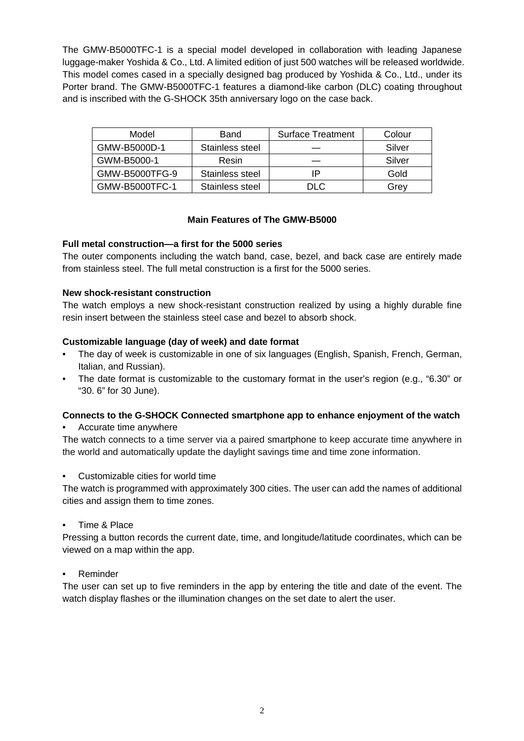The GMW-B5000TFC-1 is a special model developed in collaboration with leading Japanese luggage-maker Yoshida & Co., Ltd. A limited edition of just 500 watches will be released worldwide. This model comes cased in a specially designed bag produced by Yoshida & Co., Ltd., under its Porter brand. The GMW-B5000TFC-1 features a diamond-like carbon (DLC) coating throughout and is inscribed with the G-SHOCK 35th anniversary logo on the case back.

| Model | Band | Surface Treatment | Colour |
|---|---|---|---|
| GMW-B5000D-1 | Stainless steel | — | Silver |
| GWM-B5000-1 | Resin | — | Silver |
| GMW-B5000TFG-9 | Stainless steel | IP | Gold |
| GMW-B5000TFC-1 | Stainless steel | DLC | Grey |

## Main Features of The GMW-B5000

**Full metal construction—a first for the 5000 series**

The outer components including the watch band, case, bezel, and back case are entirely made from stainless steel. The full metal construction is a first for the 5000 series.

**New shock-resistant construction**

The watch employs a new shock-resistant construction realized by using a highly durable fine resin insert between the stainless steel case and bezel to absorb shock.

**Customizable language (day of week) and date format**

- The day of week is customizable in one of six languages (English, Spanish, French, German, Italian, and Russian).
- The date format is customizable to the customary format in the user's region (e.g., "6.30" or "30. 6" for 30 June).

**Connects to the G-SHOCK Connected smartphone app to enhance enjoyment of the watch**

- Accurate time anywhere

The watch connects to a time server via a paired smartphone to keep accurate time anywhere in the world and automatically update the daylight savings time and time zone information.

- Customizable cities for world time

The watch is programmed with approximately 300 cities. The user can add the names of additional cities and assign them to time zones.

- Time & Place

Pressing a button records the current date, time, and longitude/latitude coordinates, which can be viewed on a map within the app.

- Reminder

The user can set up to five reminders in the app by entering the title and date of the event. The watch display flashes or the illumination changes on the set date to alert the user.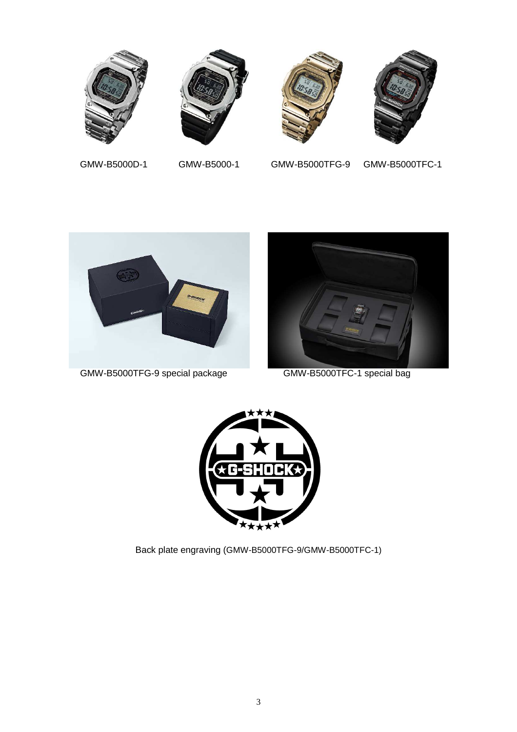GMW-B5000D-1 GMW-B5000-1 GMW-B5000TFG-9 GMW-B5000TFC-1

GMW-B5000TFG-9 special package

GMW-B5000TFC-1 special bag

Back plate engraving (GMW-B5000TFG-9/GMW-B5000TFC-1)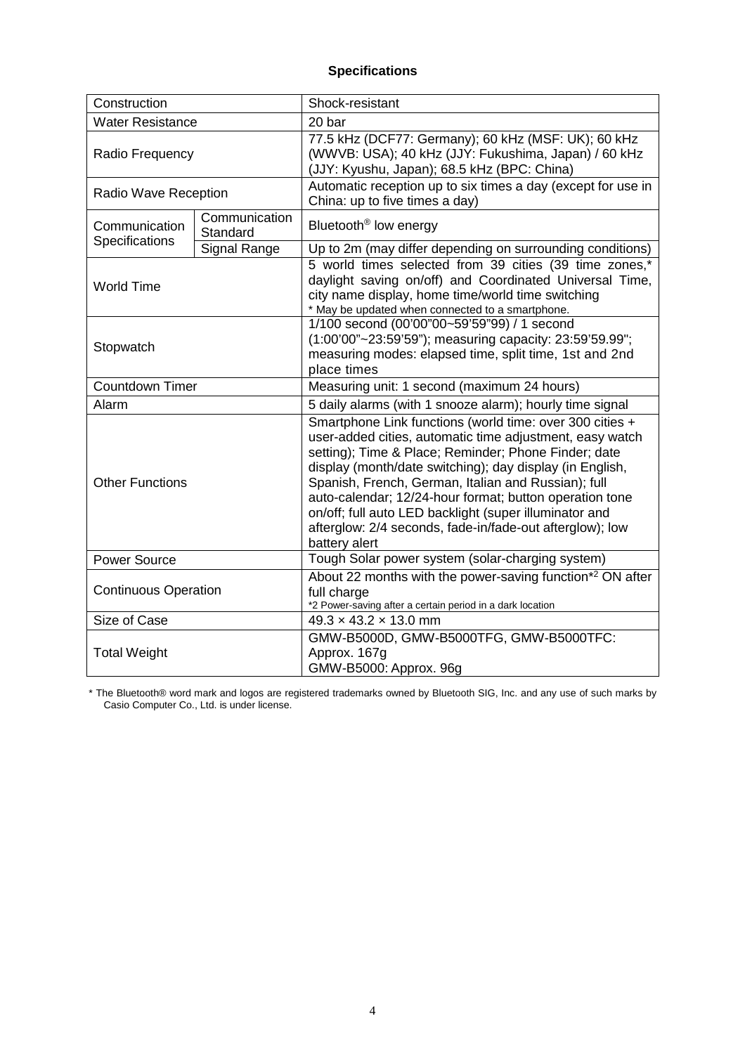## Specifications

| | | |
|---|---|---|
| Construction | | Shock-resistant |
| Water Resistance | | 20 bar |
| Radio Frequency | | 77.5 kHz (DCF77: Germany); 60 kHz (MSF: UK); 60 kHz (WWVB: USA); 40 kHz (JJY: Fukushima, Japan) / 60 kHz (JJY: Kyushu, Japan); 68.5 kHz (BPC: China) |
| Radio Wave Reception | | Automatic reception up to six times a day (except for use in China: up to five times a day) |
| Communication Specifications | Communication Standard | Bluetooth® low energy |
| | Signal Range | Up to 2m (may differ depending on surrounding conditions) |
| World Time | | 5 world times selected from 39 cities (39 time zones,* daylight saving on/off) and Coordinated Universal Time, city name display, home time/world time switching<br>* May be updated when connected to a smartphone. |
| Stopwatch | | 1/100 second (00'00"00~59'59"99) / 1 second (1:00'00"~23:59'59"); measuring capacity: 23:59'59.99"; measuring modes: elapsed time, split time, 1st and 2nd place times |
| Countdown Timer | | Measuring unit: 1 second (maximum 24 hours) |
| Alarm | | 5 daily alarms (with 1 snooze alarm); hourly time signal |
| Other Functions | | Smartphone Link functions (world time: over 300 cities + user-added cities, automatic time adjustment, easy watch setting); Time & Place; Reminder; Phone Finder; date display (month/date switching); day display (in English, Spanish, French, German, Italian and Russian); full auto-calendar; 12/24-hour format; button operation tone on/off; full auto LED backlight (super illuminator and afterglow: 2/4 seconds, fade-in/fade-out afterglow); low battery alert |
| Power Source | | Tough Solar power system (solar-charging system) |
| Continuous Operation | | About 22 months with the power-saving function*2 ON after full charge<br>*2 Power-saving after a certain period in a dark location |
| Size of Case | | 49.3 × 43.2 × 13.0 mm |
| Total Weight | | GMW-B5000D, GMW-B5000TFG, GMW-B5000TFC: Approx. 167g<br>GMW-B5000: Approx. 96g |

* The Bluetooth® word mark and logos are registered trademarks owned by Bluetooth SIG, Inc. and any use of such marks by Casio Computer Co., Ltd. is under license.